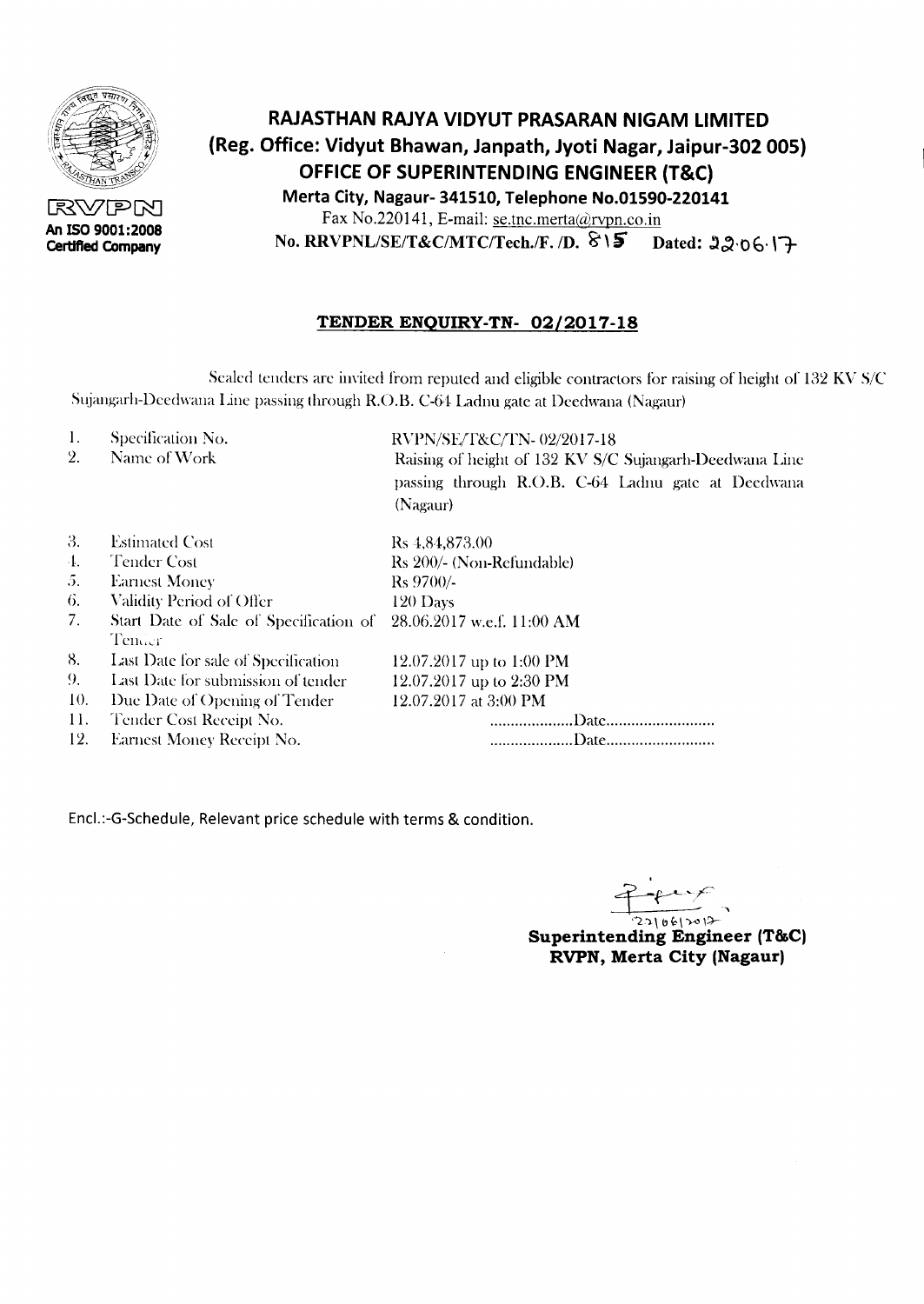RVPN

An ISO 9001:2008 Certified Company

# RAJASTHAN RAJYA VIDYUT PRASARAN NIGAM LIMITED

**(Reg. Office: Vidyut Bhawan, Janpath, Jyoti Nagar, Jaipur-302 005)**

**OFFICE OF SUPERINTENDING ENGINEER (T&C)**

**Merta City, Nagaur- 341510, Telephone No.01590-220141**

Fax No.220141, E-mail: se.tnc.merta@rvpn.co.in

**No. RRVPNL/SE/T&C/MTC/Tech./F. /D. 815 Dated: 22.06.17**

## TENDER ENQUIRY-TN- 02/2017-18

Sealed tenders are invited from reputed and eligible contractors for raising of height of 132 KV S/C Sujangarh-Deedwana Line passing through R.O.B. C-64 Ladnu gate at Deedwana (Nagaur)

| | | |
|---|---|---|
| 1. | Specification No. | RVPN/SE/T&C/TN- 02/2017-18 |
| 2. | Name of Work | Raising of height of 132 KV S/C Sujangarh-Deedwana Line passing through R.O.B. C-64 Ladnu gate at Deedwana (Nagaur) |
| 3. | Estimated Cost | Rs 4,84,873.00 |
| 4. | Tender Cost | Rs 200/- (Non-Refundable) |
| 5. | Earnest Money | Rs 9700/- |
| 6. | Validity Period of Offer | 120 Days |
| 7. | Start Date of Sale of Specification of Tender | 28.06.2017 w.e.f. 11:00 AM |
| 8. | Last Date for sale of Specification | 12.07.2017 up to 1:00 PM |
| 9. | Last Date for submission of tender | 12.07.2017 up to 2:30 PM |
| 10. | Due Date of Opening of Tender | 12.07.2017 at 3:00 PM |
| 11. | Tender Cost Receipt No. | ....................Date.......................... |
| 12. | Earnest Money Receipt No. | ....................Date.......................... |

Encl.:-G-Schedule, Relevant price schedule with terms & condition.

22/06/2017

**Superintending Engineer (T&C)**
**RVPN, Merta City (Nagaur)**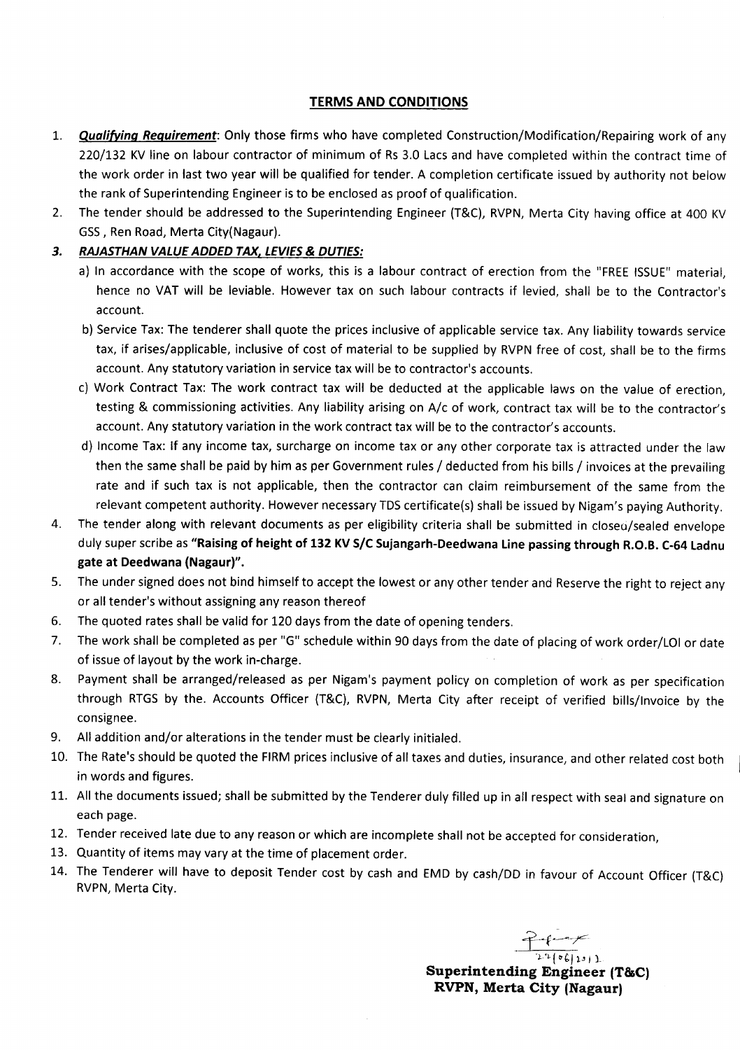## TERMS AND CONDITIONS

1. ***Qualifying Requirement***: Only those firms who have completed Construction/Modification/Repairing work of any 220/132 KV line on labour contractor of minimum of Rs 3.0 Lacs and have completed within the contract time of the work order in last two year will be qualified for tender. A completion certificate issued by authority not below the rank of Superintending Engineer is to be enclosed as proof of qualification.
2. The tender should be addressed to the Superintending Engineer (T&C), RVPN, Merta City having office at 400 KV GSS , Ren Road, Merta City(Nagaur).
3. ***RAJASTHAN VALUE ADDED TAX, LEVIES & DUTIES:***
   a) In accordance with the scope of works, this is a labour contract of erection from the "FREE ISSUE" material, hence no VAT will be leviable. However tax on such labour contracts if levied, shall be to the Contractor's account.
   b) Service Tax: The tenderer shall quote the prices inclusive of applicable service tax. Any liability towards service tax, if arises/applicable, inclusive of cost of material to be supplied by RVPN free of cost, shall be to the firms account. Any statutory variation in service tax will be to contractor's accounts.
   c) Work Contract Tax: The work contract tax will be deducted at the applicable laws on the value of erection, testing & commissioning activities. Any liability arising on A/c of work, contract tax will be to the contractor's account. Any statutory variation in the work contract tax will be to the contractor's accounts.
   d) Income Tax: If any income tax, surcharge on income tax or any other corporate tax is attracted under the law then the same shall be paid by him as per Government rules / deducted from his bills / invoices at the prevailing rate and if such tax is not applicable, then the contractor can claim reimbursement of the same from the relevant competent authority. However necessary TDS certificate(s) shall be issued by Nigam's paying Authority.
4. The tender along with relevant documents as per eligibility criteria shall be submitted in closed/sealed envelope duly super scribe as **"Raising of height of 132 KV S/C Sujangarh-Deedwana Line passing through R.O.B. C-64 Ladnu gate at Deedwana (Nagaur)".**
5. The under signed does not bind himself to accept the lowest or any other tender and Reserve the right to reject any or all tender's without assigning any reason thereof
6. The quoted rates shall be valid for 120 days from the date of opening tenders.
7. The work shall be completed as per "G" schedule within 90 days from the date of placing of work order/LOI or date of issue of layout by the work in-charge.
8. Payment shall be arranged/released as per Nigam's payment policy on completion of work as per specification through RTGS by the. Accounts Officer (T&C), RVPN, Merta City after receipt of verified bills/Invoice by the consignee.
9. All addition and/or alterations in the tender must be clearly initialed.
10. The Rate's should be quoted the FIRM prices inclusive of all taxes and duties, insurance, and other related cost both in words and figures.
11. All the documents issued; shall be submitted by the Tenderer duly filled up in all respect with seal and signature on each page.
12. Tender received late due to any reason or which are incomplete shall not be accepted for consideration,
13. Quantity of items may vary at the time of placement order.
14. The Tenderer will have to deposit Tender cost by cash and EMD by cash/DD in favour of Account Officer (T&C) RVPN, Merta City.

27/06/2013

**Superintending Engineer (T&C)**
**RVPN, Merta City (Nagaur)**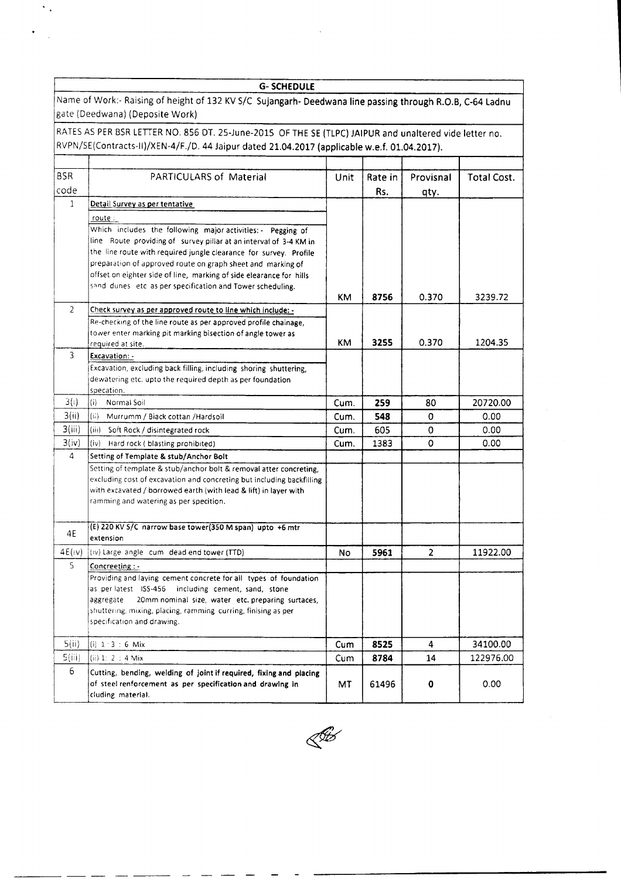| G- SCHEDULE | | | | | |
|---|---|---|---|---|---|
| Name of Work:- Raising of height of 132 KV S/C Sujangarh- Deedwana line passing through R.O.B, C-64 Ladnu gate (Deedwana) (Deposite Work) | | | | | |
| RATES AS PER BSR LETTER NO. 856 DT. 25-June-2015 OF THE SE (TLPC) JAIPUR and unaltered vide letter no. RVPN/SE(Contracts-II)/XEN-4/F./D. 44 Jaipur dated 21.04.2017 (applicable w.e.f. 01.04.2017). | | | | | |
| **BSR code** | **PARTICULARS of Material** | **Unit** | **Rate in Rs.** | **Provisnal qty.** | **Total Cost.** |
| 1 | Detail Survey as per tentative route : Which includes the following major activities:- Pegging of line Route providing of survey pillar at an interval of 3-4 KM in the line route with required jungle clearance for survey. Profile preparation of approved route on graph sheet and marking of offset on eighter side of line, marking of side elearance for hills sand dunes etc as per specification and Tower scheduling. | KM | 8756 | 0.370 | 3239.72 |
| 2 | Check survey as per approved route to line which include: - Re-checking of the line route as per approved profile chainage, tower enter marking pit marking bisection of angle tower as required at site. | KM | 3255 | 0.370 | 1204.35 |
| 3 | Excavation: - Excavation, excluding back filling, including shoring shuttering, dewatering etc. upto the required depth as per foundation specation. | | | | |
| 3(i) | (i) Normal Soil | Cum. | 259 | 80 | 20720.00 |
| 3(ii) | (ii) Murrumm / Biack cottan /Hardsoil | Cum. | 548 | 0 | 0.00 |
| 3(iii) | (iii) Soft Rock / disintegrated rock | Cum. | 605 | 0 | 0.00 |
| 3(iv) | (iv) Hard rock ( blasting prohibited) | Cum. | 1383 | 0 | 0.00 |
| 4 | Setting of Template & stub/Anchor Bolt Setting of template & stub/anchor bolt & removal atter concreting, excluding cost of excavation and concreting but including backfilling with excavated / borrowed earth (with lead & lift) in layer with ramming and watering as per specition. | | | | |
| 4E | (E) 220 KV S/C narrow base tower(350 M span) upto +6 mtr extension | | | | |
| 4E(iv) | (iv) Large angle cum dead end tower (TTD) | No | 5961 | 2 | 11922.00 |
| 5 | Concreeting : - Providing and laying cement concrete for all types of foundation as per latest ISS-456 including cement, sand, stone aggregate 20mm nominal size, water etc. preparing surtaces, shuttering, mixing, placing, ramming curring, finising as per specification and drawing. | | | | |
| 5(ii) | (i) 1 : 3 : 6 Mix | Cum | 8525 | 4 | 34100.00 |
| 5(iii) | (ii) 1: 2 : 4 Mix | Cum | 8784 | 14 | 122976.00 |
| 6 | Cutting, bending, welding of joint if required, fixing and placing of steel reinforcement as per specification and drawing in cluding material. | MT | 61496 | 0 | 0.00 |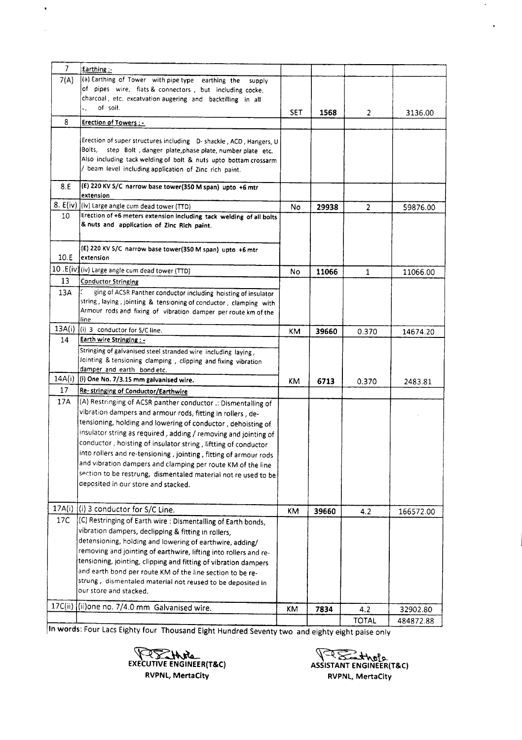| 7 | Earthing :- | | | | |
|---|---|---|---|---|---|
| 7(A) | (a) Earthing of Tower with pipe type earthing the supply of pipes wire, flats & connectors , but including cocke, charcoal , etc. excatvation augering and backtilling in all ., of soil. | SET | 1568 | 2 | 3136.00 |
| 8 | **Erection of Towers : -** | | | | |
| | Erection of super structures including D- shackle , ACD , Hangers, U Bolts, step Bolt , danger plate,phase plate, number plate etc. Also including tack welding of bolt & nuts upto bottam crossarm / beam level including application of Zinc rich paint. | | | | |
| 8.E | **(E) 220 KV S/C narrow base tower(350 M span) upto +6 mtr extension** | | | | |
| 8. E(iv) | (iv) Large angle cum dead tower (TTD) | No | 29938 | 2 | 59876.00 |
| 10 | **Erection of +6 meters extension including tack welding of all bolts & nuts and application of Zinc Rich paint.** | | | | |
| 10.E | **(E) 220 KV S/C narrow base tower(350 M span) upto +6 mtr extension** | | | | |
| 10 .E(iv) | (iv) Large angle cum dead tower (TTD) | No | 11066 | 1 | 11066.00 |
| 13 | **Conductor Stringing** | | | | |
| 13A | ging of ACSR Panther conductor including hoisting of insulator string , laying , jointing & tensioning of conductor , clamping with Armour rods and fixing of vibration damper per route km of the line | | | | |
| 13A(i) | (i) 3 conductor for S/C line. | KM | 39660 | 0.370 | 14674.20 |
| 14 | **Earth wire Stringing : -** | | | | |
| | Stringing of galvanised steel stranded wire including laying , Jointing & tensioning clamping , clipping and fixing vibration damper and earth bond etc. | | | | |
| 14A(i) | **(i) One No. 7/3.15 mm galvanised wire.** | KM | 6713 | 0.370 | 2483.81 |
| 17 | **Re- stringing of Conductor/Earthwire** | | | | |
| 17A | (A) Restringing of ACSR panther conductor .: Dismentalling of vibration dampers and armour rods, fitting in rollers , de-tensioning, holding and lowering of conductor , dehoisting of insulator string as required , adding / removing and jointing of conductor , hoisting of insulator string , liftting of conductor into rollers and re-tensioning , jointing , fitting of armour rods and vibration dampers and clamping per route KM of the line section to be restrung, dismentaled material not re used to be deposited in our store and stacked. | | | | |
| 17A(i) | (i) 3 conductor for S/C Line. | KM | 39660 | 4.2 | 166572.00 |
| 17C | (C) Restringing of Earth wire : Dismentalling of Earth bonds, vibration dampers, declipping & fitting in rollers, detensioning, holding and lowering of earthwire, adding/ removing and jointing of earthwire, lifting into rollers and re-tensioning, jointing, clipping and fitting of vibration dampers and earth bond per route KM of the line section to be re-strung , dismentaled material not reused to be deposited in our store and stacked. | | | | |
| 17C(ii) | (ii)one no. 7/4.0 mm Galvanised wire. | KM | 7834 | 4.2 | 32902.80 |
| | | | | TOTAL | 484872.88 |

**In words**: Four Lacs Eighty four Thousand Eight Hundred Seventy two and eighty eight paise only

**EXECUTIVE ENGINEER(T&C)**
**RVPNL, MertaCity**

**ASSISTANT ENGINEER(T&C)**
**RVPNL, MertaCity**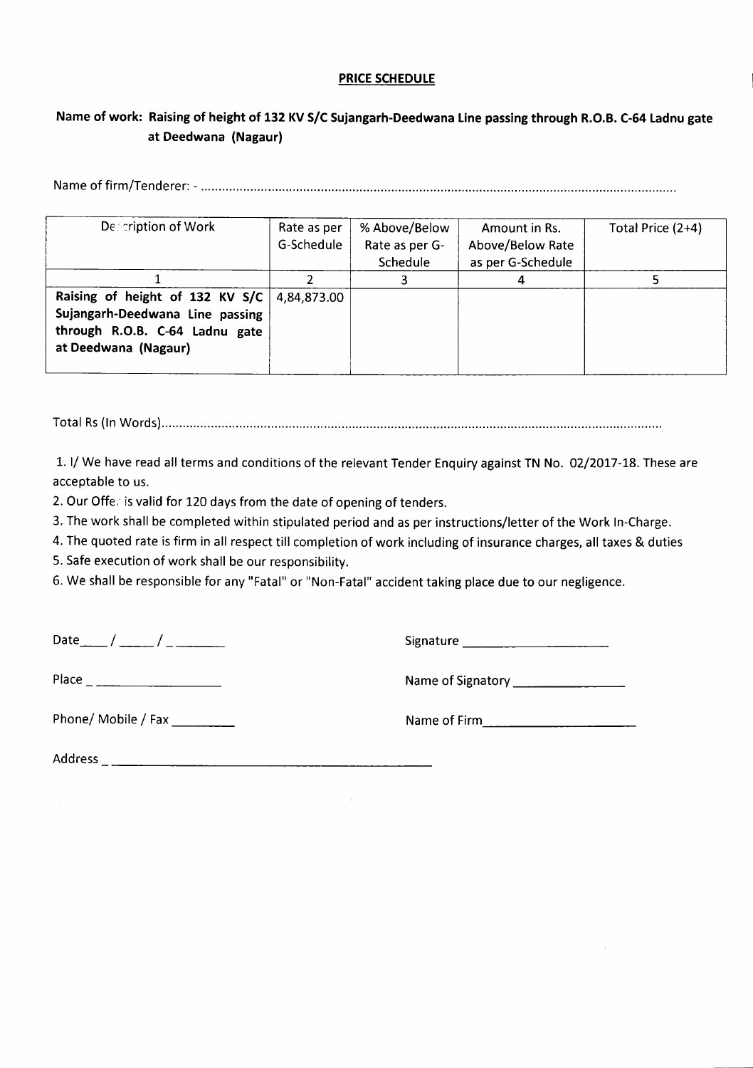## PRICE SCHEDULE

**Name of work: Raising of height of 132 KV S/C Sujangarh-Deedwana Line passing through R.O.B. C-64 Ladnu gate at Deedwana (Nagaur)**

Name of firm/Tenderer: - ...................................................................................................................................

| Description of Work | Rate as per G-Schedule | % Above/Below Rate as per G-Schedule | Amount in Rs. Above/Below Rate as per G-Schedule | Total Price (2+4) |
|---|---|---|---|---|
| 1 | 2 | 3 | 4 | 5 |
| **Raising of height of 132 KV S/C Sujangarh-Deedwana Line passing through R.O.B. C-64 Ladnu gate at Deedwana (Nagaur)** | 4,84,873.00 | | | |

Total Rs (In Words)...........................................................................................................................................

1. I/ We have read all terms and conditions of the relevant Tender Enquiry against TN No. 02/2017-18. These are acceptable to us.
2. Our Offer is valid for 120 days from the date of opening of tenders.
3. The work shall be completed within stipulated period and as per instructions/letter of the Work In-Charge.
4. The quoted rate is firm in all respect till completion of work including of insurance charges, all taxes & duties
5. Safe execution of work shall be our responsibility.
6. We shall be responsible for any "Fatal" or "Non-Fatal" accident taking place due to our negligence.

Date____ / _____ / _______

Signature ____________________

Place ____________________

Name of Signatory ________________

Phone/ Mobile / Fax _________

Name of Firm______________________

Address ______________________________________________